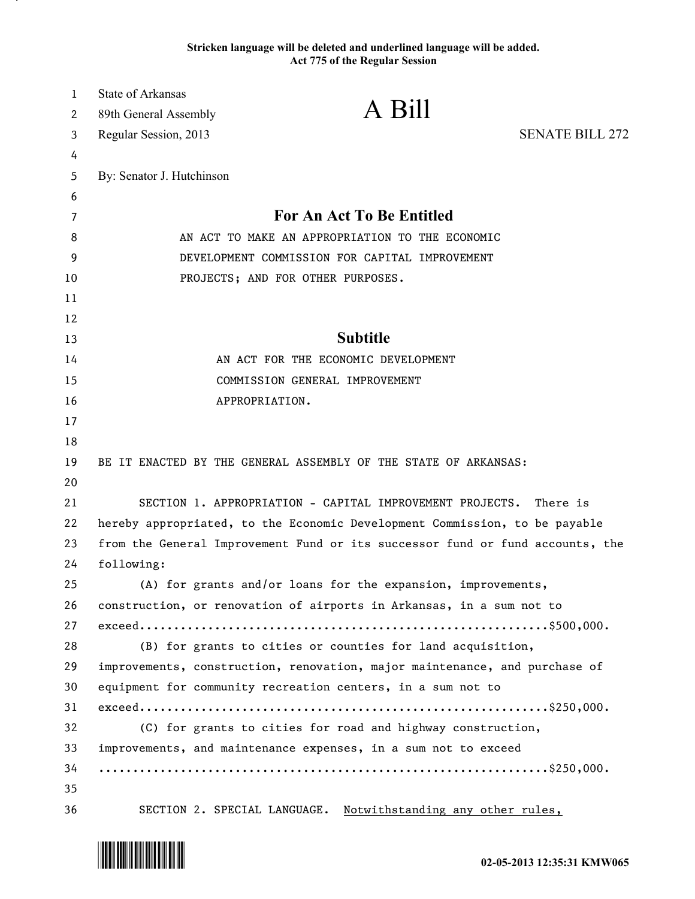**Stricken language will be deleted and underlined language will be added.**
**Act 775 of the Regular Session**

State of Arkansas
89th General Assembly
Regular Session, 2013

# A Bill

SENATE BILL 272

By: Senator J. Hutchinson

## For An Act To Be Entitled

AN ACT TO MAKE AN APPROPRIATION TO THE ECONOMIC DEVELOPMENT COMMISSION FOR CAPITAL IMPROVEMENT PROJECTS; AND FOR OTHER PURPOSES.

## Subtitle

AN ACT FOR THE ECONOMIC DEVELOPMENT COMMISSION GENERAL IMPROVEMENT APPROPRIATION.

BE IT ENACTED BY THE GENERAL ASSEMBLY OF THE STATE OF ARKANSAS:

SECTION 1. APPROPRIATION - CAPITAL IMPROVEMENT PROJECTS. There is hereby appropriated, to the Economic Development Commission, to be payable from the General Improvement Fund or its successor fund or fund accounts, the following:

(A) for grants and/or loans for the expansion, improvements, construction, or renovation of airports in Arkansas, in a sum not to exceed............................................................$500,000.

(B) for grants to cities or counties for land acquisition, improvements, construction, renovation, major maintenance, and purchase of equipment for community recreation centers, in a sum not to exceed............................................................$250,000.

(C) for grants to cities for road and highway construction, improvements, and maintenance expenses, in a sum not to exceed ..............................................................$250,000.

SECTION 2. SPECIAL LANGUAGE. <u>Notwithstanding any other rules,</u>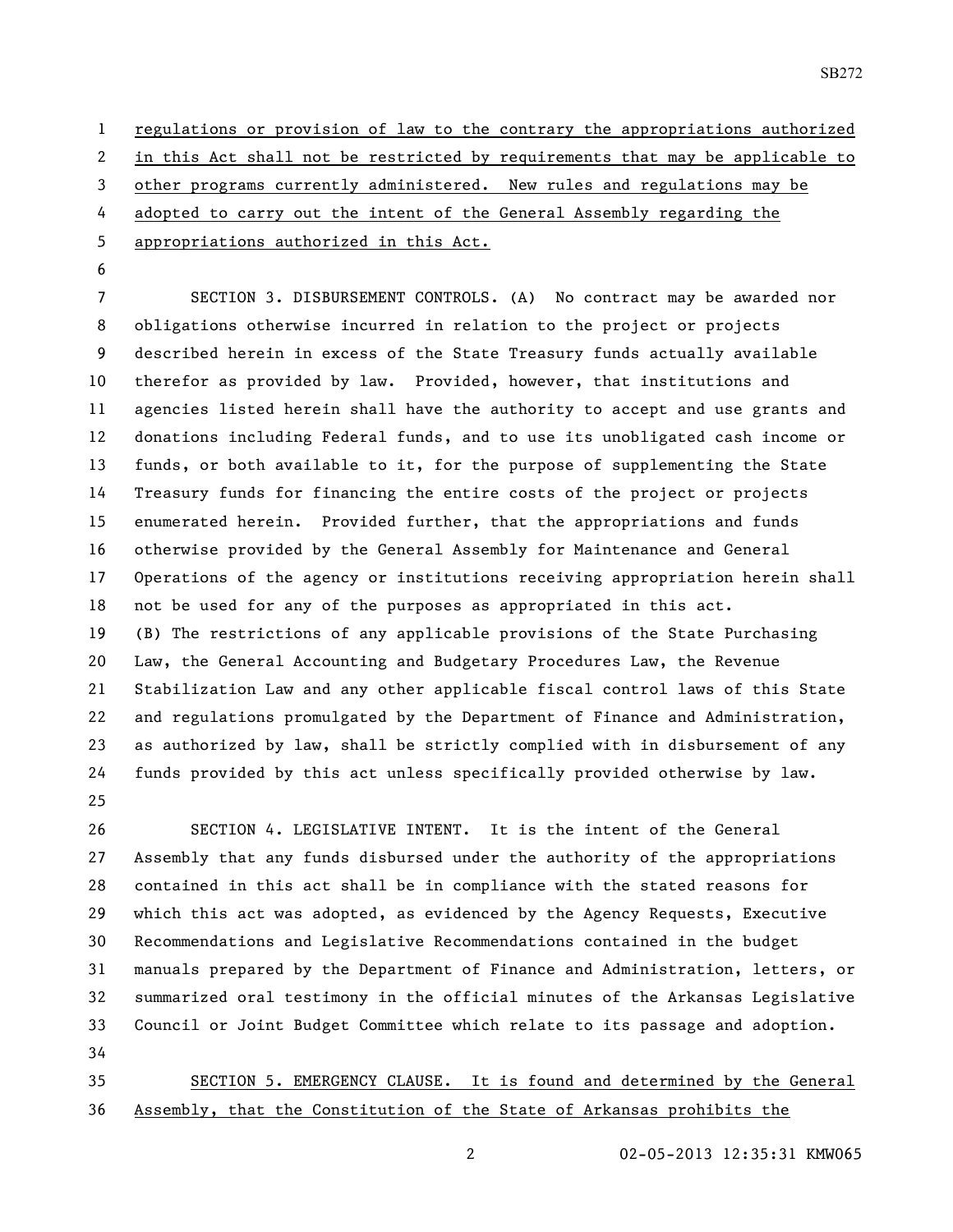regulations or provision of law to the contrary the appropriations authorized in this Act shall not be restricted by requirements that may be applicable to other programs currently administered. New rules and regulations may be adopted to carry out the intent of the General Assembly regarding the appropriations authorized in this Act.

SECTION 3. DISBURSEMENT CONTROLS. (A) No contract may be awarded nor obligations otherwise incurred in relation to the project or projects described herein in excess of the State Treasury funds actually available therefor as provided by law. Provided, however, that institutions and agencies listed herein shall have the authority to accept and use grants and donations including Federal funds, and to use its unobligated cash income or funds, or both available to it, for the purpose of supplementing the State Treasury funds for financing the entire costs of the project or projects enumerated herein. Provided further, that the appropriations and funds otherwise provided by the General Assembly for Maintenance and General Operations of the agency or institutions receiving appropriation herein shall not be used for any of the purposes as appropriated in this act.
(B) The restrictions of any applicable provisions of the State Purchasing Law, the General Accounting and Budgetary Procedures Law, the Revenue Stabilization Law and any other applicable fiscal control laws of this State and regulations promulgated by the Department of Finance and Administration, as authorized by law, shall be strictly complied with in disbursement of any funds provided by this act unless specifically provided otherwise by law.

SECTION 4. LEGISLATIVE INTENT. It is the intent of the General Assembly that any funds disbursed under the authority of the appropriations contained in this act shall be in compliance with the stated reasons for which this act was adopted, as evidenced by the Agency Requests, Executive Recommendations and Legislative Recommendations contained in the budget manuals prepared by the Department of Finance and Administration, letters, or summarized oral testimony in the official minutes of the Arkansas Legislative Council or Joint Budget Committee which relate to its passage and adoption.

SECTION 5. EMERGENCY CLAUSE. It is found and determined by the General Assembly, that the Constitution of the State of Arkansas prohibits the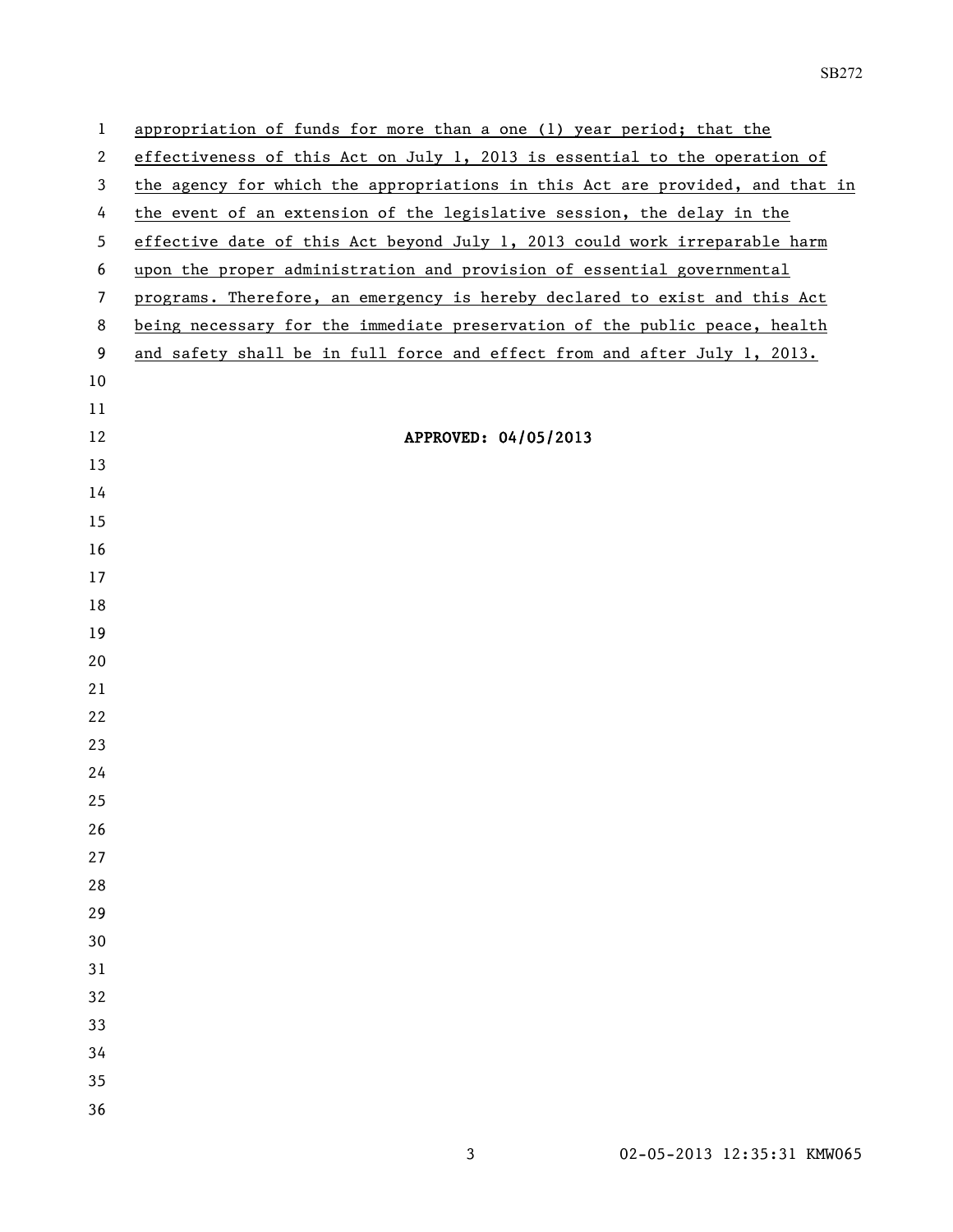appropriation of funds for more than a one (1) year period; that the effectiveness of this Act on July 1, 2013 is essential to the operation of the agency for which the appropriations in this Act are provided, and that in the event of an extension of the legislative session, the delay in the effective date of this Act beyond July 1, 2013 could work irreparable harm upon the proper administration and provision of essential governmental programs. Therefore, an emergency is hereby declared to exist and this Act being necessary for the immediate preservation of the public peace, health and safety shall be in full force and effect from and after July 1, 2013.

**APPROVED: 04/05/2013**